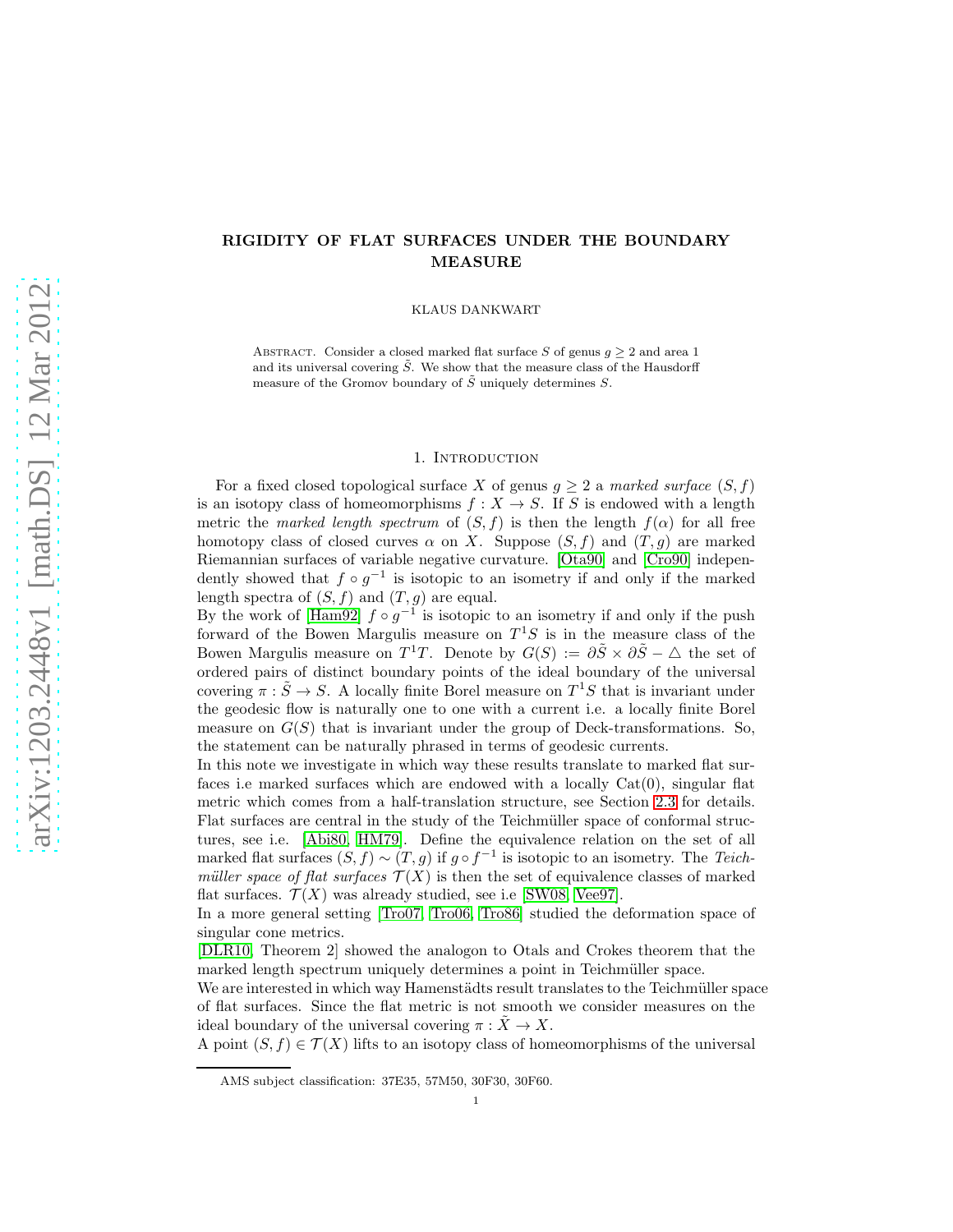# RIGIDITY OF FLAT SURFACES UNDER THE BOUNDARY MEASURE

KLAUS DANKWART

**Abstract.** Consider a closed marked flat surface $S$ of genus $g \geq 2$ and area 1 and its universal covering $\tilde{S}$. We show that the measure class of the Hausdorff measure of the Gromov boundary of $\tilde{S}$ uniquely determines $S$.

## 1. Introduction

For a fixed closed topological surface $X$ of genus $g \geq 2$ a *marked surface* $(S, f)$ is an isotopy class of homeomorphisms $f : X \to S$. If $S$ is endowed with a length metric the *marked length spectrum* of $(S, f)$ is then the length $f(\alpha)$ for all free homotopy class of closed curves $\alpha$ on $X$. Suppose $(S, f)$ and $(T, g)$ are marked Riemannian surfaces of variable negative curvature. [Ota90] and [Cro90] independently showed that $f \circ g^{-1}$ is isotopic to an isometry if and only if the marked length spectra of $(S, f)$ and $(T, g)$ are equal.

By the work of [Ham92] $f \circ g^{-1}$ is isotopic to an isometry if and only if the push forward of the Bowen Margulis measure on $T^1S$ is in the measure class of the Bowen Margulis measure on $T^1T$. Denote by $G(S) := \partial\tilde{S} \times \partial\tilde{S} - \triangle$ the set of ordered pairs of distinct boundary points of the ideal boundary of the universal covering $\pi : \tilde{S} \to S$. A locally finite Borel measure on $T^1S$ that is invariant under the geodesic flow is naturally one to one with a current i.e. a locally finite Borel measure on $G(S)$ that is invariant under the group of Deck-transformations. So, the statement can be naturally phrased in terms of geodesic currents.

In this note we investigate in which way these results translate to marked flat surfaces i.e marked surfaces which are endowed with a locally Cat(0), singular flat metric which comes from a half-translation structure, see Section 2.3 for details. Flat surfaces are central in the study of the Teichmüller space of conformal structures, see i.e. [Abi80, HM79]. Define the equivalence relation on the set of all marked flat surfaces $(S, f) \sim (T, g)$ if $g \circ f^{-1}$ is isotopic to an isometry. The *Teichmüller space of flat surfaces* $\mathcal{T}(X)$ is then the set of equivalence classes of marked flat surfaces. $\mathcal{T}(X)$ was already studied, see i.e [SW08, Vee97].

In a more general setting [Tro07, Tro06, Tro86] studied the deformation space of singular cone metrics.

[DLR10, Theorem 2] showed the analogon to Otals and Crokes theorem that the marked length spectrum uniquely determines a point in Teichmüller space.

We are interested in which way Hamenstädts result translates to the Teichmüller space of flat surfaces. Since the flat metric is not smooth we consider measures on the ideal boundary of the universal covering $\pi : \tilde{X} \to X$.

A point $(S, f) \in \mathcal{T}(X)$ lifts to an isotopy class of homeomorphisms of the universal

AMS subject classification: 37E35, 57M50, 30F30, 30F60.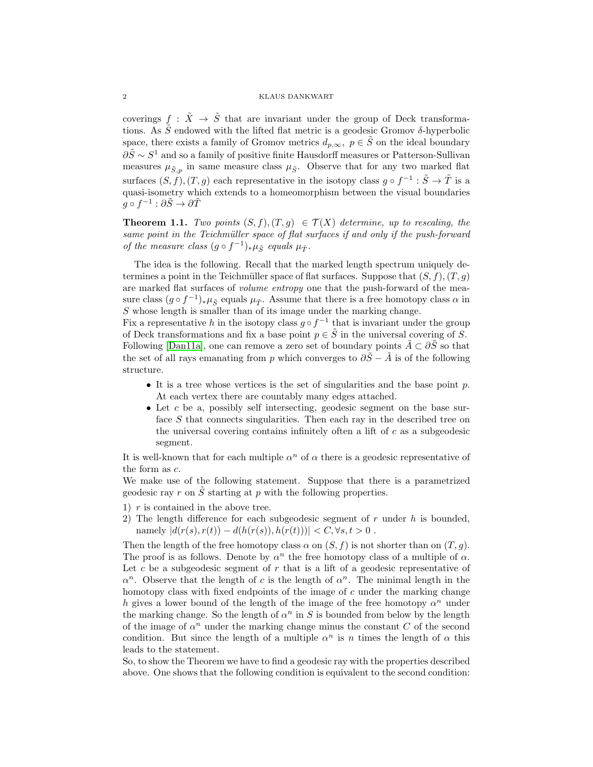coverings $f : \tilde{X} \to \tilde{S}$ that are invariant under the group of Deck transformations. As $\tilde{S}$ endowed with the lifted flat metric is a geodesic Gromov $\delta$-hyperbolic space, there exists a family of Gromov metrics $d_{p,\infty},\ p \in \tilde{S}$ on the ideal boundary $\partial\tilde{S} \sim S^1$ and so a family of positive finite Hausdorff measures or Patterson-Sullivan measures $\mu_{\tilde{S},p}$ in same measure class $\mu_{\tilde{S}}$. Observe that for any two marked flat surfaces $(S, f), (T, g)$ each representative in the isotopy class $g \circ f^{-1} : \tilde{S} \to \tilde{T}$ is a quasi-isometry which extends to a homeomorphism between the visual boundaries $g \circ f^{-1} : \partial\tilde{S} \to \partial\tilde{T}$

**Theorem 1.1.** *Two points $(S, f), (T, g)\ \in \mathcal{T}(X)$ determine, up to rescaling, the same point in the Teichmüller space of flat surfaces if and only if the push-forward of the measure class $(g \circ f^{-1})_* \mu_{\tilde{S}}$ equals $\mu_{\tilde{T}}$.*

The idea is the following. Recall that the marked length spectrum uniquely determines a point in the Teichmüller space of flat surfaces. Suppose that $(S, f), (T, g)$ are marked flat surfaces of *volume entropy* one that the push-forward of the measure class $(g \circ f^{-1})_* \mu_{\tilde{S}}$ equals $\mu_{\tilde{T}}$. Assume that there is a free homotopy class $\alpha$ in $S$ whose length is smaller than of its image under the marking change.
Fix a representative $h$ in the isotopy class $g \circ f^{-1}$ that is invariant under the group of Deck transformations and fix a base point $p \in \tilde{S}$ in the universal covering of $S$. Following [Dan11a], one can remove a zero set of boundary points $\tilde{A} \subset \partial\tilde{S}$ so that the set of all rays emanating from $p$ which converges to $\partial\tilde{S} - \tilde{A}$ is of the following structure.

- It is a tree whose vertices is the set of singularities and the base point $p$. At each vertex there are countably many edges attached.
- Let $c$ be a, possibly self intersecting, geodesic segment on the base surface $S$ that connects singularities. Then each ray in the described tree on the universal covering contains infinitely often a lift of $c$ as a subgeodesic segment.

It is well-known that for each multiple $\alpha^n$ of $\alpha$ there is a geodesic representative of the form as $c$.
We make use of the following statement. Suppose that there is a parametrized geodesic ray $r$ on $\tilde{S}$ starting at $p$ with the following properties.

1) $r$ is contained in the above tree.
2) The length difference for each subgeodesic segment of $r$ under $h$ is bounded, namely $|d(r(s), r(t)) - d(h(r(s)), h(r(t)))| < C, \forall s, t > 0$ .

Then the length of the free homotopy class $\alpha$ on $(S, f)$ is not shorter than on $(T, g)$. The proof is as follows. Denote by $\alpha^n$ the free homotopy class of a multiple of $\alpha$. Let $c$ be a subgeodesic segment of $r$ that is a lift of a geodesic representative of $\alpha^n$. Observe that the length of $c$ is the length of $\alpha^n$. The minimal length in the homotopy class with fixed endpoints of the image of $c$ under the marking change $h$ gives a lower bound of the length of the image of the free homotopy $\alpha^n$ under the marking change. So the length of $\alpha^n$ in $S$ is bounded from below by the length of the image of $\alpha^n$ under the marking change minus the constant $C$ of the second condition. But since the length of a multiple $\alpha^n$ is $n$ times the length of $\alpha$ this leads to the statement.
So, to show the Theorem we have to find a geodesic ray with the properties described above. One shows that the following condition is equivalent to the second condition: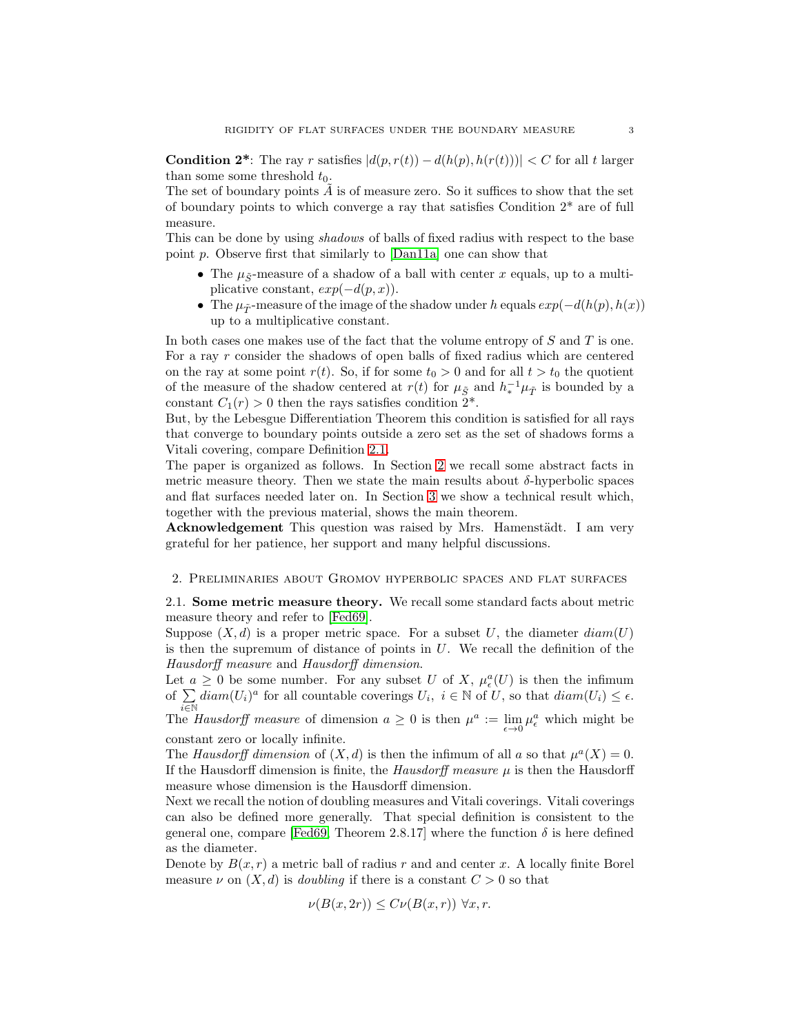**Condition 2***: The ray $r$ satisfies $|d(p, r(t)) - d(h(p), h(r(t)))| < C$ for all $t$ larger than some some threshold $t_0$.

The set of boundary points $\tilde{A}$ is of measure zero. So it suffices to show that the set of boundary points to which converge a ray that satisfies Condition 2* are of full measure.

This can be done by using *shadows* of balls of fixed radius with respect to the base point $p$. Observe first that similarly to [Dan11a] one can show that

- The $\mu_{\tilde{S}}$-measure of a shadow of a ball with center $x$ equals, up to a multiplicative constant, $exp(-d(p, x))$.
- The $\mu_{\tilde{T}}$-measure of the image of the shadow under $h$ equals $exp(-d(h(p), h(x))$ up to a multiplicative constant.

In both cases one makes use of the fact that the volume entropy of $S$ and $T$ is one. For a ray $r$ consider the shadows of open balls of fixed radius which are centered on the ray at some point $r(t)$. So, if for some $t_0 > 0$ and for all $t > t_0$ the quotient of the measure of the shadow centered at $r(t)$ for $\mu_{\tilde{S}}$ and $h_*^{-1}\mu_{\tilde{T}}$ is bounded by a constant $C_1(r) > 0$ then the rays satisfies condition 2*.

But, by the Lebesgue Differentiation Theorem this condition is satisfied for all rays that converge to boundary points outside a zero set as the set of shadows forms a Vitali covering, compare Definition 2.1.

The paper is organized as follows. In Section 2 we recall some abstract facts in metric measure theory. Then we state the main results about $\delta$-hyperbolic spaces and flat surfaces needed later on. In Section 3 we show a technical result which, together with the previous material, shows the main theorem.

**Acknowledgement** This question was raised by Mrs. Hamenstädt. I am very grateful for her patience, her support and many helpful discussions.

## 2. Preliminaries about Gromov hyperbolic spaces and flat surfaces

### 2.1. Some metric measure theory.

We recall some standard facts about metric measure theory and refer to [Fed69].

Suppose $(X, d)$ is a proper metric space. For a subset $U$, the diameter $diam(U)$ is then the supremum of distance of points in $U$. We recall the definition of the *Hausdorff measure* and *Hausdorff dimension*.

Let $a \geq 0$ be some number. For any subset $U$ of $X$, $\mu^a_\epsilon(U)$ is then the infimum of $\sum_{i \in \mathbb{N}} diam(U_i)^a$ for all countable coverings $U_i,\ i \in \mathbb{N}$ of $U$, so that $diam(U_i) \leq \epsilon$. The *Hausdorff measure* of dimension $a \geq 0$ is then $\mu^a := \lim_{\epsilon \to 0} \mu^a_\epsilon$ which might be constant zero or locally infinite.

The *Hausdorff dimension* of $(X, d)$ is then the infimum of all $a$ so that $\mu^a(X) = 0$. If the Hausdorff dimension is finite, the *Hausdorff measure* $\mu$ is then the Hausdorff measure whose dimension is the Hausdorff dimension.

Next we recall the notion of doubling measures and Vitali coverings. Vitali coverings can also be defined more generally. That special definition is consistent to the general one, compare [Fed69, Theorem 2.8.17] where the function $\delta$ is here defined as the diameter.

Denote by $B(x, r)$ a metric ball of radius $r$ and and center $x$. A locally finite Borel measure $\nu$ on $(X, d)$ is *doubling* if there is a constant $C > 0$ so that

$$\nu(B(x, 2r)) \leq C\nu(B(x, r))\ \forall x, r.$$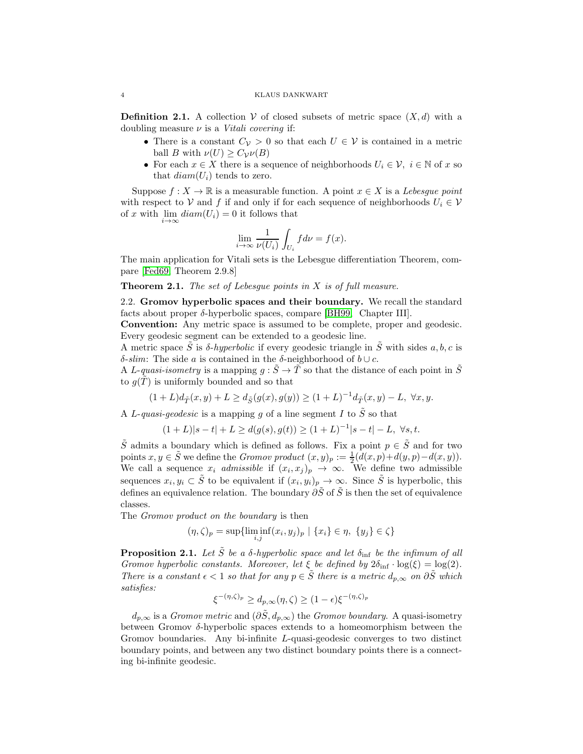**Definition 2.1.** A collection $\mathcal{V}$ of closed subsets of metric space $(X, d)$ with a doubling measure $\nu$ is a *Vitali covering* if:

- There is a constant $C_{\mathcal{V}} > 0$ so that each $U \in \mathcal{V}$ is contained in a metric ball $B$ with $\nu(U) \geq C_{\mathcal{V}} \nu(B)$
- For each $x \in X$ there is a sequence of neighborhoods $U_i \in \mathcal{V}$, $i \in \mathbb{N}$ of $x$ so that $diam(U_i)$ tends to zero.

Suppose $f : X \to \mathbb{R}$ is a measurable function. A point $x \in X$ is a *Lebesgue point* with respect to $\mathcal{V}$ and $f$ if and only if for each sequence of neighborhoods $U_i \in \mathcal{V}$ of $x$ with $\lim_{i\to\infty} diam(U_i) = 0$ it follows that

$$\lim_{i\to\infty} \frac{1}{\nu(U_i)} \int_{U_i} f d\nu = f(x).$$

The main application for Vitali sets is the Lebesgue differentiation Theorem, compare [Fed69, Theorem 2.9.8]

**Theorem 2.1.** *The set of Lebesgue points in $X$ is of full measure.*

### 2.2. Gromov hyperbolic spaces and their boundary.

We recall the standard facts about proper $\delta$-hyperbolic spaces, compare [BH99, Chapter III].

**Convention:** Any metric space is assumed to be complete, proper and geodesic. Every geodesic segment can be extended to a geodesic line.

A metric space $\tilde{S}$ is *$\delta$-hyperbolic* if every geodesic triangle in $\tilde{S}$ with sides $a, b, c$ is *$\delta$-slim*: The side $a$ is contained in the $\delta$-neighborhood of $b \cup c$.

A *$L$-quasi-isometry* is a mapping $g : \tilde{S} \to \tilde{T}$ so that the distance of each point in $\tilde{S}$ to $g(\tilde{T})$ is uniformly bounded and so that

$$(1 + L)d_{\tilde{T}}(x, y) + L \geq d_{\tilde{S}}(g(x), g(y)) \geq (1 + L)^{-1} d_{\tilde{T}}(x, y) - L, \ \forall x, y.$$

A *$L$-quasi-geodesic* is a mapping $g$ of a line segment $I$ to $\tilde{S}$ so that

$$(1 + L)|s - t| + L \geq d(g(s), g(t)) \geq (1 + L)^{-1}|s - t| - L, \ \forall s, t.$$

$\tilde{S}$ admits a boundary which is defined as follows. Fix a point $p \in \tilde{S}$ and for two points $x, y \in \tilde{S}$ we define the *Gromov product* $(x, y)_p := \frac{1}{2}(d(x, p) + d(y, p) - d(x, y))$. We call a sequence $x_i$ *admissible* if $(x_i, x_j)_p \to \infty$. We define two admissible sequences $x_i, y_i \subset \tilde{S}$ to be equivalent if $(x_i, y_i)_p \to \infty$. Since $\tilde{S}$ is hyperbolic, this defines an equivalence relation. The boundary $\partial\tilde{S}$ of $\tilde{S}$ is then the set of equivalence classes.

The *Gromov product on the boundary* is then

$$(\eta, \zeta)_p = \sup\{\liminf_{i,j} (x_i, y_j)_p \mid \{x_i\} \in \eta, \ \{y_j\} \in \zeta\}$$

**Proposition 2.1.** *Let $\tilde{S}$ be a $\delta$-hyperbolic space and let $\delta_{\inf}$ be the infimum of all Gromov hyperbolic constants. Moreover, let $\xi$ be defined by $2\delta_{\inf} \cdot \log(\xi) = \log(2)$. There is a constant $\epsilon < 1$ so that for any $p \in \tilde{S}$ there is a metric $d_{p,\infty}$ on $\partial\tilde{S}$ which satisfies:*

$$\xi^{-(\eta,\zeta)_p} \geq d_{p,\infty}(\eta, \zeta) \geq (1 - \epsilon)\xi^{-(\eta,\zeta)_p}$$

$d_{p,\infty}$ is a *Gromov metric* and $(\partial\tilde{S}, d_{p,\infty})$ the *Gromov boundary*. A quasi-isometry between Gromov $\delta$-hyperbolic spaces extends to a homeomorphism between the Gromov boundaries. Any bi-infinite $L$-quasi-geodesic converges to two distinct boundary points, and between any two distinct boundary points there is a connecting bi-infinite geodesic.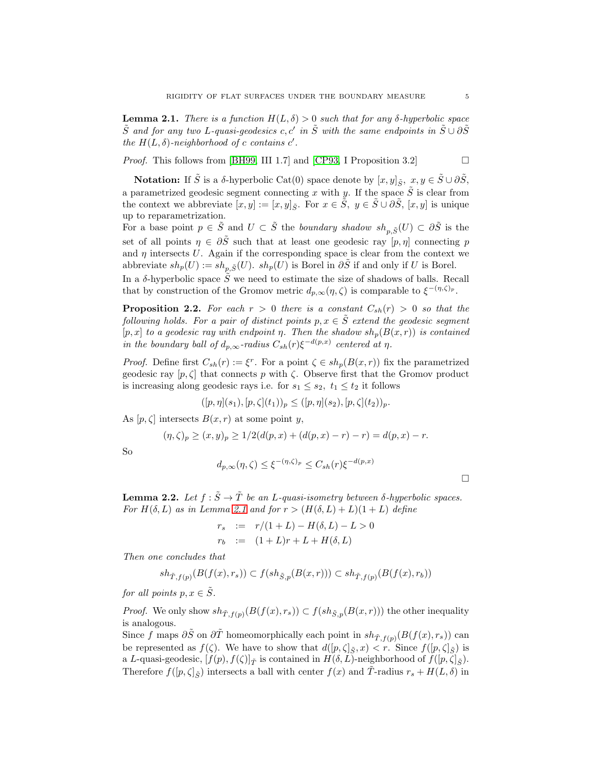**Lemma 2.1.** *There is a function $H(L,\delta) > 0$ such that for any $\delta$-hyperbolic space $\tilde{S}$ and for any two $L$-quasi-geodesics $c, c'$ in $\tilde{S}$ with the same endpoints in $\tilde{S} \cup \partial\tilde{S}$ the $H(L,\delta)$-neighborhood of $c$ contains $c'$.*

*Proof.* This follows from [BH99, III 1.7] and [CP93, I Proposition 3.2] □

**Notation:** If $\tilde{S}$ is a $\delta$-hyperbolic Cat(0) space denote by $[x,y]_{\tilde{S}},\ x,y \in \tilde{S} \cup \partial\tilde{S}$, a parametrized geodesic segment connecting $x$ with $y$. If the space $\tilde{S}$ is clear from the context we abbreviate $[x,y] := [x,y]_{\tilde{S}}$. For $x \in \tilde{S},\ y \in \tilde{S} \cup \partial\tilde{S}$, $[x,y]$ is unique up to reparametrization.
For a base point $p \in \tilde{S}$ and $U \subset \tilde{S}$ the *boundary shadow* $sh_{p,\tilde{S}}(U) \subset \partial\tilde{S}$ is the set of all points $\eta \in \partial\tilde{S}$ such that at least one geodesic ray $[p,\eta]$ connecting $p$ and $\eta$ intersects $U$. Again if the corresponding space is clear from the context we abbreviate $sh_p(U) := sh_{p,\tilde{S}}(U)$. $sh_p(U)$ is Borel in $\partial\tilde{S}$ if and only if $U$ is Borel.
In a $\delta$-hyperbolic space $\tilde{S}$ we need to estimate the size of shadows of balls. Recall that by construction of the Gromov metric $d_{p,\infty}(\eta,\zeta)$ is comparable to $\xi^{-(\eta,\zeta)_p}$.

**Proposition 2.2.** *For each $r > 0$ there is a constant $C_{sh}(r) > 0$ so that the following holds. For a pair of distinct points $p, x \in \tilde{S}$ extend the geodesic segment $[p,x]$ to a geodesic ray with endpoint $\eta$. Then the shadow $sh_p(B(x,r))$ is contained in the boundary ball of $d_{p,\infty}$-radius $C_{sh}(r)\xi^{-d(p,x)}$ centered at $\eta$.*

*Proof.* Define first $C_{sh}(r) := \xi^r$. For a point $\zeta \in sh_p(B(x,r))$ fix the parametrized geodesic ray $[p,\zeta]$ that connects $p$ with $\zeta$. Observe first that the Gromov product is increasing along geodesic rays i.e. for $s_1 \le s_2,\ t_1 \le t_2$ it follows

$$([p,\eta](s_1),[p,\zeta](t_1))_p \le ([p,\eta](s_2),[p,\zeta](t_2))_p.$$

As $[p,\zeta]$ intersects $B(x,r)$ at some point $y$,

$$(\eta,\zeta)_p \ge (x,y)_p \ge 1/2(d(p,x) + (d(p,x) - r) - r) = d(p,x) - r.$$

So

$$d_{p,\infty}(\eta,\zeta) \le \xi^{-(\eta,\zeta)_p} \le C_{sh}(r)\xi^{-d(p,x)}$$

□

**Lemma 2.2.** *Let $f : \tilde{S} \to \tilde{T}$ be an $L$-quasi-isometry between $\delta$-hyperbolic spaces. For $H(\delta,L)$ as in Lemma 2.1 and for $r > (H(\delta,L) + L)(1+L)$ define*

$$\begin{aligned} r_s &:= r/(1+L) - H(\delta,L) - L > 0 \\ r_b &:= (1+L)r + L + H(\delta,L) \end{aligned}$$

*Then one concludes that*

$$sh_{\tilde{T},f(p)}(B(f(x),r_s)) \subset f(sh_{\tilde{S},p}(B(x,r))) \subset sh_{\tilde{T},f(p)}(B(f(x),r_b))$$

*for all points $p, x \in \tilde{S}$.*

*Proof.* We only show $sh_{\tilde{T},f(p)}(B(f(x),r_s)) \subset f(sh_{\tilde{S},p}(B(x,r)))$ the other inequality is analogous.
Since $f$ maps $\partial\tilde{S}$ on $\partial\tilde{T}$ homeomorphically each point in $sh_{\tilde{T},f(p)}(B(f(x),r_s))$ can be represented as $f(\zeta)$. We have to show that $d([p,\zeta]_{\tilde{S}},x) < r$. Since $f([p,\zeta]_{\tilde{S}})$ is a $L$-quasi-geodesic, $[f(p),f(\zeta)]_{\tilde{T}}$ is contained in $H(\delta,L)$-neighborhood of $f([p,\zeta]_{\tilde{S}})$. Therefore $f([p,\zeta]_{\tilde{S}})$ intersects a ball with center $f(x)$ and $\tilde{T}$-radius $r_s + H(L,\delta)$ in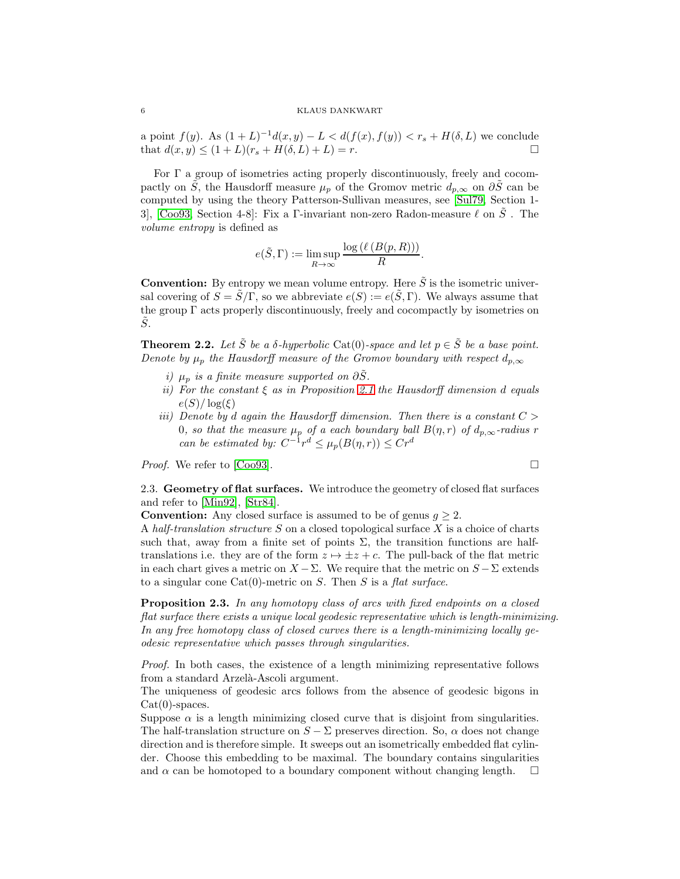a point $f(y)$. As $(1+L)^{-1}d(x,y) - L < d(f(x), f(y)) < r_s + H(\delta, L)$ we conclude that $d(x,y) \leq (1+L)(r_s + H(\delta, L) + L) = r$. $\square$

For $\Gamma$ a group of isometries acting properly discontinuously, freely and cocompactly on $\tilde{S}$, the Hausdorff measure $\mu_p$ of the Gromov metric $d_{p,\infty}$ on $\partial\tilde{S}$ can be computed by using the theory Patterson-Sullivan measures, see [Sul79, Section 1-3], [Coo93, Section 4-8]: Fix a $\Gamma$-invariant non-zero Radon-measure $\ell$ on $\tilde{S}$ . The *volume entropy* is defined as

$$e(\tilde{S}, \Gamma) := \limsup_{R\to\infty} \frac{\log\left(\ell\left(B(p,R)\right)\right)}{R}.$$

**Convention:** By entropy we mean volume entropy. Here $\tilde{S}$ is the isometric universal covering of $S = \tilde{S}/\Gamma$, so we abbreviate $e(S) := e(\tilde{S}, \Gamma)$. We always assume that the group $\Gamma$ acts properly discontinuously, freely and cocompactly by isometries on $\tilde{S}$.

**Theorem 2.2.** *Let $\tilde{S}$ be a $\delta$-hyperbolic* Cat(0)*-space and let $p \in \tilde{S}$ be a base point. Denote by $\mu_p$ the Hausdorff measure of the Gromov boundary with respect $d_{p,\infty}$*

  *i) $\mu_p$ is a finite measure supported on $\partial\tilde{S}$.*
  *ii) For the constant $\xi$ as in Proposition 2.1 the Hausdorff dimension $d$ equals $e(S)/\log(\xi)$*
  *iii) Denote by $d$ again the Hausdorff dimension. Then there is a constant $C > 0$, so that the measure $\mu_p$ of a each boundary ball $B(\eta, r)$ of $d_{p,\infty}$-radius $r$ can be estimated by: $C^{-1}r^d \leq \mu_p(B(\eta, r)) \leq Cr^d$*

*Proof.* We refer to [Coo93]. $\square$

2.3. **Geometry of flat surfaces.** We introduce the geometry of closed flat surfaces and refer to [Min92], [Str84].

**Convention:** Any closed surface is assumed to be of genus $g \geq 2$.

A *half-translation structure* $S$ on a closed topological surface $X$ is a choice of charts such that, away from a finite set of points $\Sigma$, the transition functions are half-translations i.e. they are of the form $z \mapsto \pm z + c$. The pull-back of the flat metric in each chart gives a metric on $X - \Sigma$. We require that the metric on $S - \Sigma$ extends to a singular cone Cat(0)-metric on $S$. Then $S$ is a *flat surface*.

**Proposition 2.3.** *In any homotopy class of arcs with fixed endpoints on a closed flat surface there exists a unique local geodesic representative which is length-minimizing. In any free homotopy class of closed curves there is a length-minimizing locally geodesic representative which passes through singularities.*

*Proof.* In both cases, the existence of a length minimizing representative follows from a standard Arzelà-Ascoli argument.

The uniqueness of geodesic arcs follows from the absence of geodesic bigons in Cat(0)-spaces.

Suppose $\alpha$ is a length minimizing closed curve that is disjoint from singularities. The half-translation structure on $S - \Sigma$ preserves direction. So, $\alpha$ does not change direction and is therefore simple. It sweeps out an isometrically embedded flat cylinder. Choose this embedding to be maximal. The boundary contains singularities and $\alpha$ can be homotoped to a boundary component without changing length. $\square$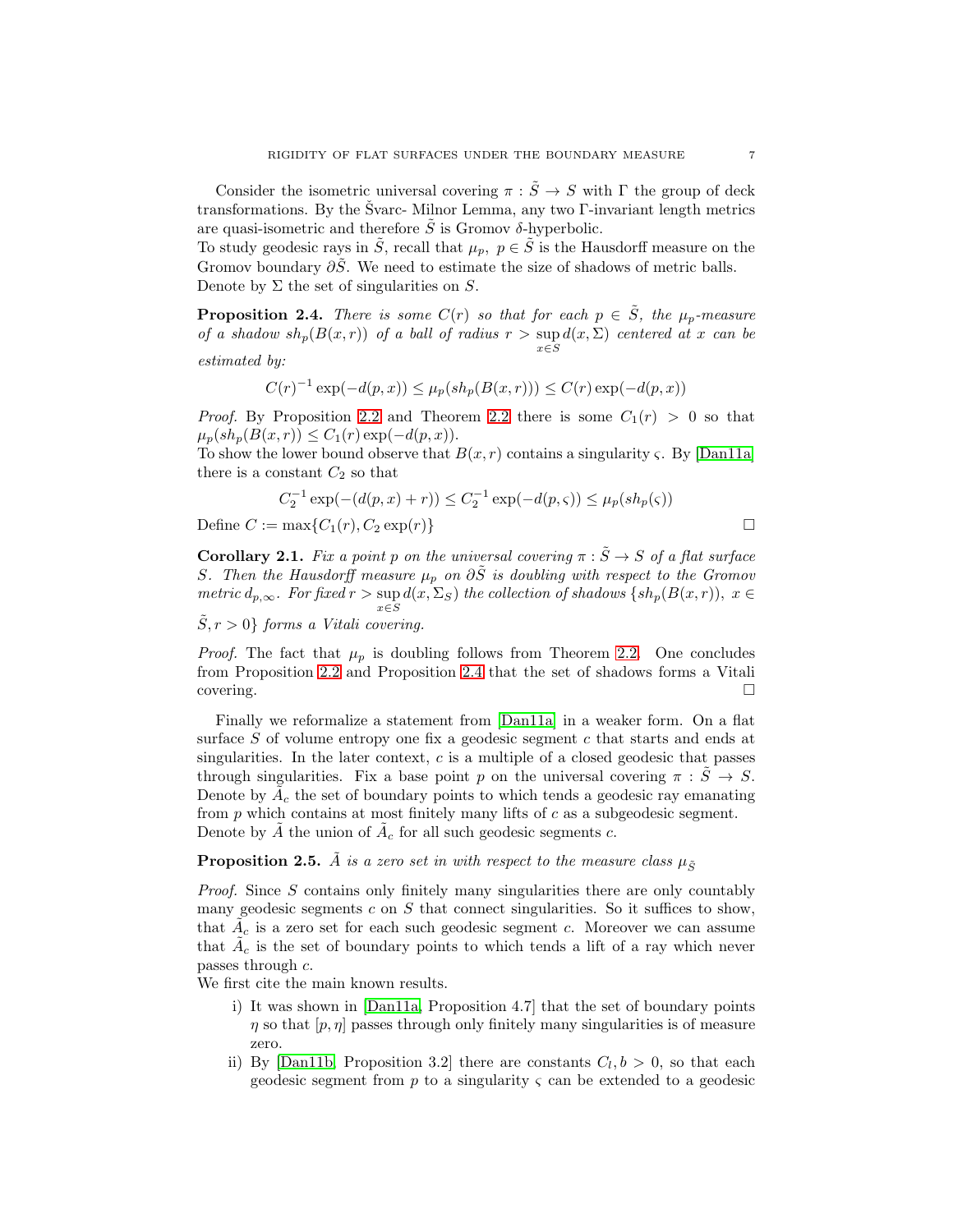Consider the isometric universal covering $\pi : \tilde{S} \to S$ with $\Gamma$ the group of deck transformations. By the Švarc- Milnor Lemma, any two $\Gamma$-invariant length metrics are quasi-isometric and therefore $\tilde{S}$ is Gromov $\delta$-hyperbolic.
To study geodesic rays in $\tilde{S}$, recall that $\mu_p,\ p \in \tilde{S}$ is the Hausdorff measure on the Gromov boundary $\partial\tilde{S}$. We need to estimate the size of shadows of metric balls.
Denote by $\Sigma$ the set of singularities on $S$.

**Proposition 2.4.** *There is some $C(r)$ so that for each $p \in \tilde{S}$, the $\mu_p$-measure of a shadow $sh_p(B(x,r))$ of a ball of radius $r > \sup_{x\in S} d(x,\Sigma)$ centered at $x$ can be estimated by:*

$$C(r)^{-1}\exp(-d(p,x)) \leq \mu_p(sh_p(B(x,r))) \leq C(r)\exp(-d(p,x))$$

*Proof.* By Proposition 2.2 and Theorem 2.2 there is some $C_1(r) > 0$ so that $\mu_p(sh_p(B(x,r)) \leq C_1(r)\exp(-d(p,x))$.
To show the lower bound observe that $B(x,r)$ contains a singularity $\varsigma$. By [Dan11a] there is a constant $C_2$ so that

$$C_2^{-1}\exp(-(d(p,x)+r)) \leq C_2^{-1}\exp(-d(p,\varsigma)) \leq \mu_p(sh_p(\varsigma))$$

Define $C := \max\{C_1(r), C_2\exp(r)\}$ □

**Corollary 2.1.** *Fix a point $p$ on the universal covering $\pi : \tilde{S} \to S$ of a flat surface $S$. Then the Hausdorff measure $\mu_p$ on $\partial\tilde{S}$ is doubling with respect to the Gromov metric $d_{p,\infty}$. For fixed $r > \sup_{x\in S} d(x,\Sigma_S)$ the collection of shadows $\{sh_p(B(x,r)),\ x \in \tilde{S}, r > 0\}$ forms a Vitali covering.*

*Proof.* The fact that $\mu_p$ is doubling follows from Theorem 2.2. One concludes from Proposition 2.2 and Proposition 2.4 that the set of shadows forms a Vitali covering. □

Finally we reformalize a statement from [Dan11a] in a weaker form. On a flat surface $S$ of volume entropy one fix a geodesic segment $c$ that starts and ends at singularities. In the later context, $c$ is a multiple of a closed geodesic that passes through singularities. Fix a base point $p$ on the universal covering $\pi : \tilde{S} \to S$. Denote by $\tilde{A}_c$ the set of boundary points to which tends a geodesic ray emanating from $p$ which contains at most finitely many lifts of $c$ as a subgeodesic segment.
Denote by $\tilde{A}$ the union of $\tilde{A}_c$ for all such geodesic segments $c$.

**Proposition 2.5.** *$\tilde{A}$ is a zero set in with respect to the measure class $\mu_{\tilde{S}}$*

*Proof.* Since $S$ contains only finitely many singularities there are only countably many geodesic segments $c$ on $S$ that connect singularities. So it suffices to show, that $\tilde{A}_c$ is a zero set for each such geodesic segment $c$. Moreover we can assume that $\tilde{A}_c$ is the set of boundary points to which tends a lift of a ray which never passes through $c$.
We first cite the main known results.

i) It was shown in [Dan11a, Proposition 4.7] that the set of boundary points $\eta$ so that $[p,\eta]$ passes through only finitely many singularities is of measure zero.
ii) By [Dan11b, Proposition 3.2] there are constants $C_l, b > 0$, so that each geodesic segment from $p$ to a singularity $\varsigma$ can be extended to a geodesic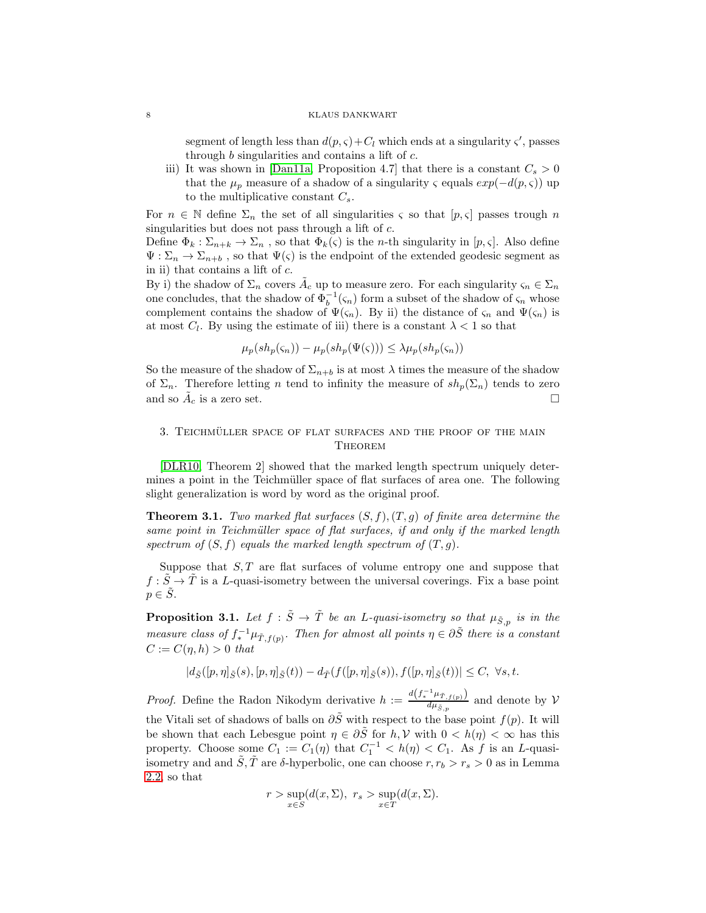segment of length less than $d(p, \varsigma) + C_l$ which ends at a singularity $\varsigma'$, passes through $b$ singularities and contains a lift of $c$.

iii) It was shown in [Dan11a, Proposition 4.7] that there is a constant $C_s > 0$ that the $\mu_p$ measure of a shadow of a singularity $\varsigma$ equals $exp(-d(p, \varsigma))$ up to the multiplicative constant $C_s$.

For $n \in \mathbb{N}$ define $\Sigma_n$ the set of all singularities $\varsigma$ so that $[p, \varsigma]$ passes trough $n$ singularities but does not pass through a lift of $c$.
Define $\Phi_k : \Sigma_{n+k} \to \Sigma_n$ , so that $\Phi_k(\varsigma)$ is the $n$-th singularity in $[p, \varsigma]$. Also define $\Psi : \Sigma_n \to \Sigma_{n+b}$ , so that $\Psi(\varsigma)$ is the endpoint of the extended geodesic segment as in ii) that contains a lift of $c$.
By i) the shadow of $\Sigma_n$ covers $\tilde{A}_c$ up to measure zero. For each singularity $\varsigma_n \in \Sigma_n$ one concludes, that the shadow of $\Phi_b^{-1}(\varsigma_n)$ form a subset of the shadow of $\varsigma_n$ whose complement contains the shadow of $\Psi(\varsigma_n)$. By ii) the distance of $\varsigma_n$ and $\Psi(\varsigma_n)$ is at most $C_l$. By using the estimate of iii) there is a constant $\lambda < 1$ so that

$$\mu_p(sh_p(\varsigma_n)) - \mu_p(sh_p(\Psi(\varsigma))) \leq \lambda \mu_p(sh_p(\varsigma_n))$$

So the measure of the shadow of $\Sigma_{n+b}$ is at most $\lambda$ times the measure of the shadow of $\Sigma_n$. Therefore letting $n$ tend to infinity the measure of $sh_p(\Sigma_n)$ tends to zero and so $\tilde{A}_c$ is a zero set. $\square$

## 3. Teichmüller space of flat surfaces and the proof of the main Theorem

[DLR10, Theorem 2] showed that the marked length spectrum uniquely determines a point in the Teichmüller space of flat surfaces of area one. The following slight generalization is word by word as the original proof.

**Theorem 3.1.** *Two marked flat surfaces $(S, f), (T, g)$ of finite area determine the same point in Teichmüller space of flat surfaces, if and only if the marked length spectrum of $(S, f)$ equals the marked length spectrum of $(T, g)$.*

Suppose that $S, T$ are flat surfaces of volume entropy one and suppose that $f : \tilde{S} \to \tilde{T}$ is a $L$-quasi-isometry between the universal coverings. Fix a base point $p \in \tilde{S}$.

**Proposition 3.1.** *Let $f : \tilde{S} \to \tilde{T}$ be an $L$-quasi-isometry so that $\mu_{\tilde{S},p}$ is in the measure class of $f_*^{-1}\mu_{\tilde{T},f(p)}$. Then for almost all points $\eta \in \partial\tilde{S}$ there is a constant $C := C(\eta, h) > 0$ that*

$$|d_{\tilde{S}}([p, \eta]_{\tilde{S}}(s), [p, \eta]_{\tilde{S}}(t)) - d_{\tilde{T}}(f([p, \eta]_{\tilde{S}}(s)), f([p, \eta]_{\tilde{S}}(t))| \leq C, \ \forall s, t.$$

*Proof.* Define the Radon Nikodym derivative $h := \frac{d(f_*^{-1}\mu_{\tilde{T},f(p)})}{d\mu_{\tilde{S},p}}$ and denote by $\mathcal{V}$ the Vitali set of shadows of balls on $\partial\tilde{S}$ with respect to the base point $f(p)$. It will be shown that each Lebesgue point $\eta \in \partial\tilde{S}$ for $h, \mathcal{V}$ with $0 < h(\eta) < \infty$ has this property. Choose some $C_1 := C_1(\eta)$ that $C_1^{-1} < h(\eta) < C_1$. As $f$ is an $L$-quasi-isometry and and $\tilde{S}, \tilde{T}$ are $\delta$-hyperbolic, one can choose $r, r_b > r_s > 0$ as in Lemma 2.2, so that

$$r > \sup_{x \in S}(d(x, \Sigma), \ r_s > \sup_{x \in T}(d(x, \Sigma).$$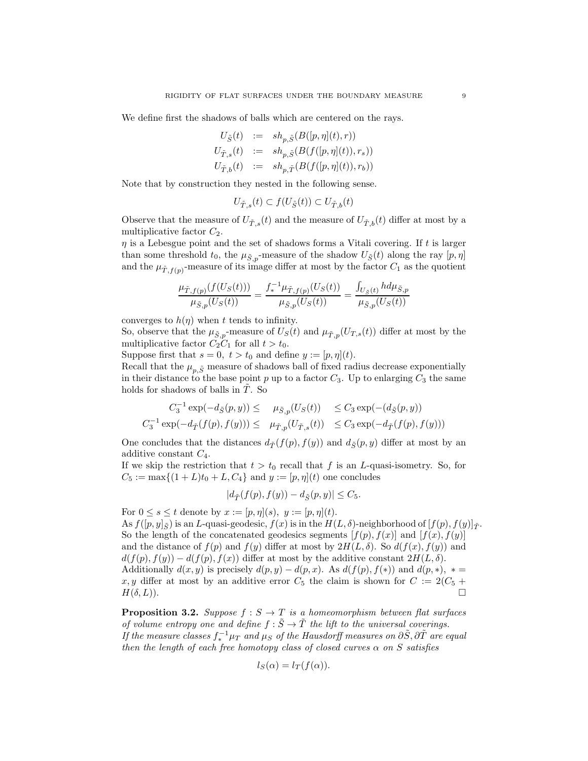We define first the shadows of balls which are centered on the rays.

$$
\begin{aligned}
U_{\tilde{S}}(t) &:= sh_{p,\tilde{S}}(B([p,\eta](t), r)) \\
U_{\tilde{T},s}(t) &:= sh_{p,\tilde{S}}(B(f([p,\eta](t)), r_s)) \\
U_{\tilde{T},b}(t) &:= sh_{p,\tilde{T}}(B(f([p,\eta](t)), r_b))
\end{aligned}
$$

Note that by construction they nested in the following sense.

$$
U_{\tilde{T},s}(t) \subset f(U_{\tilde{S}}(t)) \subset U_{\tilde{T},b}(t)
$$

Observe that the measure of $U_{\tilde{T},s}(t)$ and the measure of $U_{\tilde{T},b}(t)$ differ at most by a multiplicative factor $C_2$.

$\eta$ is a Lebesgue point and the set of shadows forms a Vitali covering. If $t$ is larger than some threshold $t_0$, the $\mu_{\tilde{S},p}$-measure of the shadow $U_{\tilde{S}}(t)$ along the ray $[p, \eta]$ and the $\mu_{\tilde{T},f(p)}$-measure of its image differ at most by the factor $C_1$ as the quotient

$$
\frac{\mu_{\tilde{T},f(p)}(f(U_S(t)))}{\mu_{\tilde{S},p}(U_S(t))} = \frac{f_*^{-1}\mu_{\tilde{T},f(p)}(U_S(t))}{\mu_{\tilde{S},p}(U_S(t))} = \frac{\int_{U_{\tilde{S}}(t)} h d\mu_{\tilde{S},p}}{\mu_{\tilde{S},p}(U_S(t))}
$$

converges to $h(\eta)$ when $t$ tends to infinity.

So, observe that the $\mu_{\tilde{S},p}$-measure of $U_S(t)$ and $\mu_{\tilde{T},p}(U_{T,s}(t))$ differ at most by the multiplicative factor $C_2 C_1$ for all $t > t_0$.

Suppose first that $s = 0,\ t > t_0$ and define $y := [p, \eta](t)$.

Recall that the $\mu_{p,\tilde{S}}$ measure of shadows ball of fixed radius decrease exponentially in their distance to the base point $p$ up to a factor $C_3$. Up to enlarging $C_3$ the same holds for shadows of balls in $\tilde{T}$. So

$$
\begin{aligned}
C_3^{-1}\exp(-d_{\tilde{S}}(p,y)) \leq \quad & \mu_{\tilde{S},p}(U_S(t)) &\leq C_3\exp(-(d_{\tilde{S}}(p,y)) \\
C_3^{-1}\exp(-d_{\tilde{T}}(f(p),f(y))) \leq \quad & \mu_{\tilde{T},p}(U_{\tilde{T},s}(t)) &\leq C_3\exp(-d_{\tilde{T}}(f(p),f(y)))
\end{aligned}
$$

One concludes that the distances $d_{\tilde{T}}(f(p), f(y))$ and $d_{\tilde{S}}(p, y)$ differ at most by an additive constant $C_4$.

If we skip the restriction that $t > t_0$ recall that $f$ is an $L$-quasi-isometry. So, for $C_5 := \max\{(1 + L)t_0 + L, C_4\}$ and $y := [p, \eta](t)$ one concludes

$$
|d_{\tilde{T}}(f(p), f(y)) - d_{\tilde{S}}(p, y)| \leq C_5.
$$

For $0 \leq s \leq t$ denote by $x := [p, \eta](s),\ y := [p, \eta](t)$.

As $f([p, y]_{\tilde{S}})$ is an $L$-quasi-geodesic, $f(x)$ is in the $H(L, \delta)$-neighborhood of $[f(p), f(y)]_{\tilde{T}}$. So the length of the concatenated geodesics segments $[f(p), f(x)]$ and $[f(x), f(y)]$ and the distance of $f(p)$ and $f(y)$ differ at most by $2H(L, \delta)$. So $d(f(x), f(y))$ and $d(f(p), f(y)) - d(f(p), f(x))$ differ at most by the additive constant $2H(L, \delta)$.

Additionally $d(x, y)$ is precisely $d(p, y) - d(p, x)$. As $d(f(p), f(*))$ and $d(p, *),\ * = x, y$ differ at most by an additive error $C_5$ the claim is shown for $C := 2(C_5 + H(\delta, L))$. $\square$

**Proposition 3.2.** *Suppose $f : S \to T$ is a homeomorphism between flat surfaces of volume entropy one and define $f : \tilde{S} \to \tilde{T}$ the lift to the universal coverings. If the measure classes $f_*^{-1}\mu_T$ and $\mu_S$ of the Hausdorff measures on $\partial\tilde{S}, \partial\tilde{T}$ are equal then the length of each free homotopy class of closed curves $\alpha$ on $S$ satisfies*

$$
l_S(\alpha) = l_T(f(\alpha)).
$$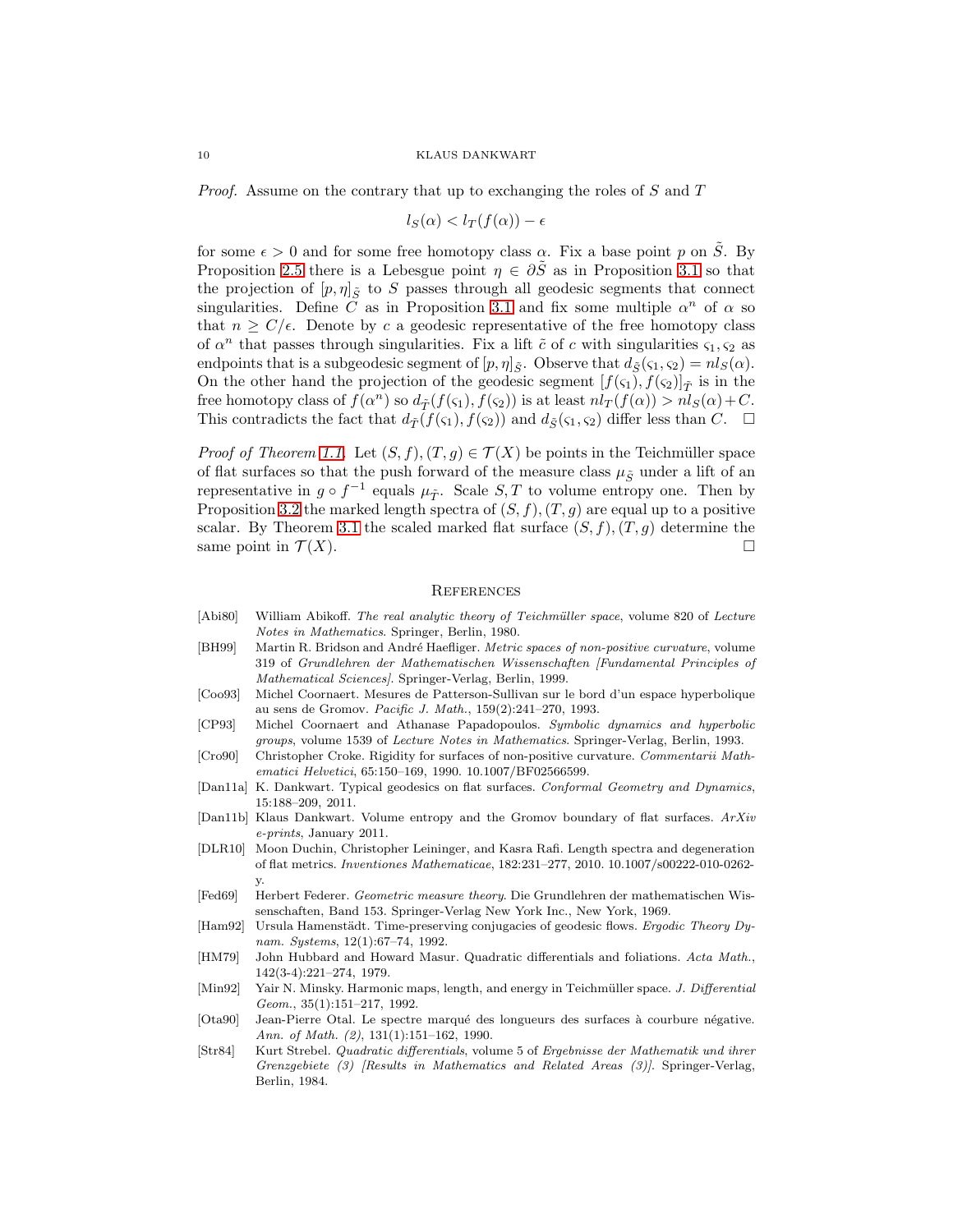*Proof.* Assume on the contrary that up to exchanging the roles of $S$ and $T$

$$l_S(\alpha) < l_T(f(\alpha)) - \epsilon$$

for some $\epsilon > 0$ and for some free homotopy class $\alpha$. Fix a base point $p$ on $\tilde{S}$. By Proposition 2.5 there is a Lebesgue point $\eta \in \partial\tilde{S}$ as in Proposition 3.1 so that the projection of $[p, \eta]_{\tilde{S}}$ to $S$ passes through all geodesic segments that connect singularities. Define $C$ as in Proposition 3.1 and fix some multiple $\alpha^n$ of $\alpha$ so that $n \geq C/\epsilon$. Denote by $c$ a geodesic representative of the free homotopy class of $\alpha^n$ that passes through singularities. Fix a lift $\tilde{c}$ of $c$ with singularities $\varsigma_1, \varsigma_2$ as endpoints that is a subgeodesic segment of $[p, \eta]_{\tilde{S}}$. Observe that $d_{\tilde{S}}(\varsigma_1, \varsigma_2) = n l_S(\alpha)$. On the other hand the projection of the geodesic segment $[f(\varsigma_1), f(\varsigma_2)]_{\tilde{T}}$ is in the free homotopy class of $f(\alpha^n)$ so $d_{\tilde{T}}(f(\varsigma_1), f(\varsigma_2))$ is at least $n l_T(f(\alpha)) > n l_S(\alpha) + C$. This contradicts the fact that $d_{\tilde{T}}(f(\varsigma_1), f(\varsigma_2))$ and $d_{\tilde{S}}(\varsigma_1, \varsigma_2)$ differ less than $C$. □

*Proof of Theorem 1.1.* Let $(S, f), (T, g) \in \mathcal{T}(X)$ be points in the Teichmüller space of flat surfaces so that the push forward of the measure class $\mu_{\tilde{S}}$ under a lift of an representative in $g \circ f^{-1}$ equals $\mu_{\tilde{T}}$. Scale $S, T$ to volume entropy one. Then by Proposition 3.2 the marked length spectra of $(S, f), (T, g)$ are equal up to a positive scalar. By Theorem 3.1 the scaled marked flat surface $(S, f), (T, g)$ determine the same point in $\mathcal{T}(X)$. □

## References

[Abi80] William Abikoff. *The real analytic theory of Teichmüller space*, volume 820 of *Lecture Notes in Mathematics*. Springer, Berlin, 1980.

[BH99] Martin R. Bridson and André Haefliger. *Metric spaces of non-positive curvature*, volume 319 of *Grundlehren der Mathematischen Wissenschaften [Fundamental Principles of Mathematical Sciences]*. Springer-Verlag, Berlin, 1999.

[Coo93] Michel Coornaert. Mesures de Patterson-Sullivan sur le bord d'un espace hyperbolique au sens de Gromov. *Pacific J. Math.*, 159(2):241–270, 1993.

[CP93] Michel Coornaert and Athanase Papadopoulos. *Symbolic dynamics and hyperbolic groups*, volume 1539 of *Lecture Notes in Mathematics*. Springer-Verlag, Berlin, 1993.

[Cro90] Christopher Croke. Rigidity for surfaces of non-positive curvature. *Commentarii Mathematici Helvetici*, 65:150–169, 1990. 10.1007/BF02566599.

[Dan11a] K. Dankwart. Typical geodesics on flat surfaces. *Conformal Geometry and Dynamics*, 15:188–209, 2011.

[Dan11b] Klaus Dankwart. Volume entropy and the Gromov boundary of flat surfaces. *ArXiv e-prints*, January 2011.

[DLR10] Moon Duchin, Christopher Leininger, and Kasra Rafi. Length spectra and degeneration of flat metrics. *Inventiones Mathematicae*, 182:231–277, 2010. 10.1007/s00222-010-0262-y.

[Fed69] Herbert Federer. *Geometric measure theory*. Die Grundlehren der mathematischen Wissenschaften, Band 153. Springer-Verlag New York Inc., New York, 1969.

[Ham92] Ursula Hamenstädt. Time-preserving conjugacies of geodesic flows. *Ergodic Theory Dynam. Systems*, 12(1):67–74, 1992.

[HM79] John Hubbard and Howard Masur. Quadratic differentials and foliations. *Acta Math.*, 142(3-4):221–274, 1979.

[Min92] Yair N. Minsky. Harmonic maps, length, and energy in Teichmüller space. *J. Differential Geom.*, 35(1):151–217, 1992.

[Ota90] Jean-Pierre Otal. Le spectre marqué des longueurs des surfaces à courbure négative. *Ann. of Math. (2)*, 131(1):151–162, 1990.

[Str84] Kurt Strebel. *Quadratic differentials*, volume 5 of *Ergebnisse der Mathematik und ihrer Grenzgebiete (3) [Results in Mathematics and Related Areas (3)]*. Springer-Verlag, Berlin, 1984.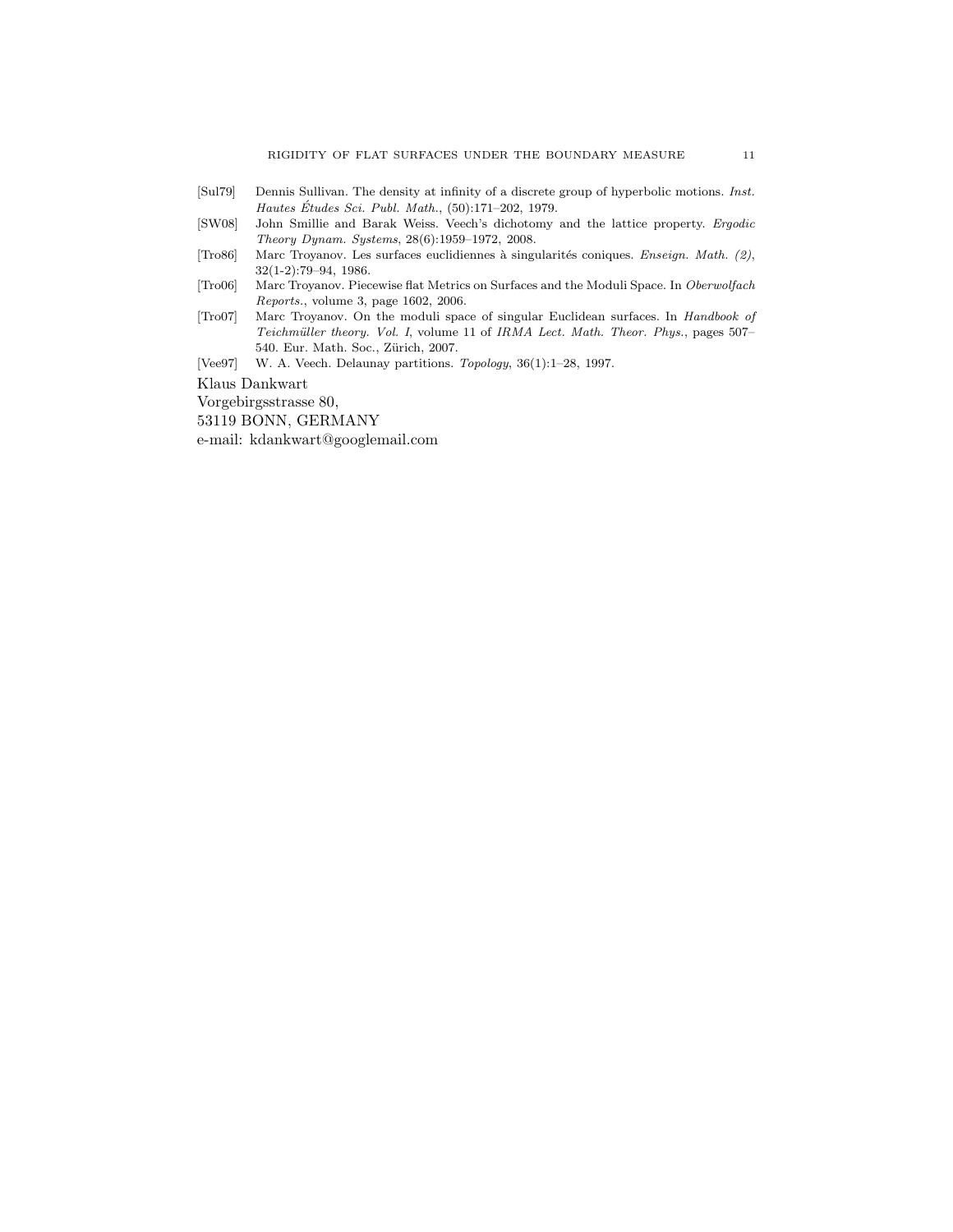[Sul79] Dennis Sullivan. The density at infinity of a discrete group of hyperbolic motions. *Inst. Hautes Études Sci. Publ. Math.*, (50):171–202, 1979.

[SW08] John Smillie and Barak Weiss. Veech's dichotomy and the lattice property. *Ergodic Theory Dynam. Systems*, 28(6):1959–1972, 2008.

[Tro86] Marc Troyanov. Les surfaces euclidiennes à singularités coniques. *Enseign. Math. (2)*, 32(1-2):79–94, 1986.

[Tro06] Marc Troyanov. Piecewise flat Metrics on Surfaces and the Moduli Space. In *Oberwolfach Reports.*, volume 3, page 1602, 2006.

[Tro07] Marc Troyanov. On the moduli space of singular Euclidean surfaces. In *Handbook of Teichmüller theory. Vol. I*, volume 11 of *IRMA Lect. Math. Theor. Phys.*, pages 507–540. Eur. Math. Soc., Zürich, 2007.

[Vee97] W. A. Veech. Delaunay partitions. *Topology*, 36(1):1–28, 1997.

Klaus Dankwart
Vorgebirgsstrasse 80,
53119 BONN, GERMANY
e-mail: kdankwart@googlemail.com